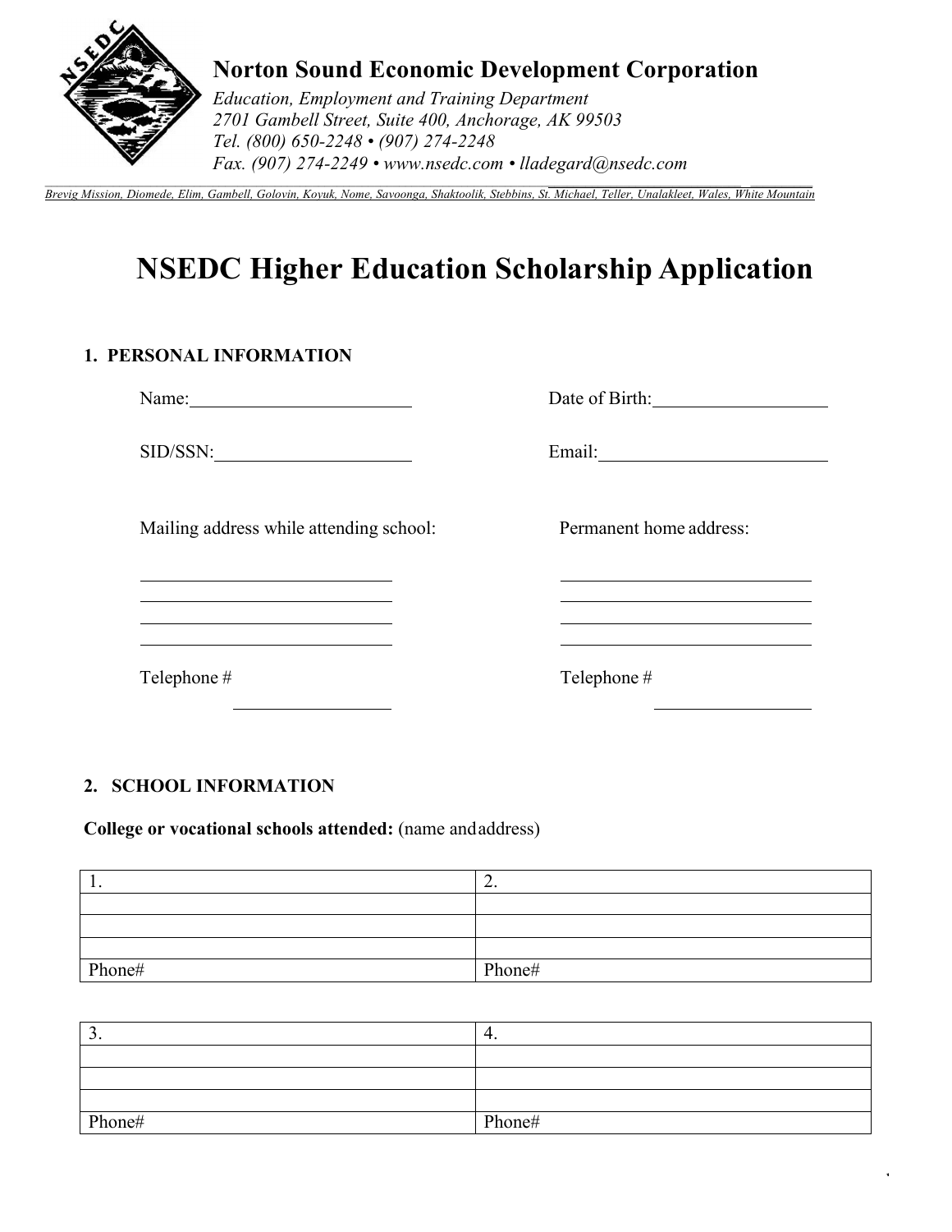**Norton Sound Economic Development Corporation**

*Education, Employment and Training Department*
*2701 Gambell Street, Suite 400, Anchorage, AK 99503*
*Tel. (800) 650-2248 • (907) 274-2248*
*Fax. (907) 274-2249 • www.nsedc.com • lladegard@nsedc.com*

*Brevig Mission, Diomede, Elim, Gambell, Golovin, Koyuk, Nome, Savoonga, Shaktoolik, Stebbins, St. Michael, Teller, Unalakleet, Wales, White Mountain*

# NSEDC Higher Education Scholarship Application

## 1. PERSONAL INFORMATION

Name:________________________ Date of Birth:__________________

SID/SSN:_____________________ Email:_________________________

Mailing address while attending school:

____________________________
____________________________
____________________________
____________________________

Telephone # _________________

Permanent home address:

____________________________
____________________________
____________________________
____________________________

Telephone # _________________

## 2. SCHOOL INFORMATION

**College or vocational schools attended:** (name and address)

| 1. | 2. |
|---|---|
| | |
| | |
| | |
| Phone# | Phone# |

| 3. | 4. |
|---|---|
| | |
| | |
| | |
| Phone# | Phone# |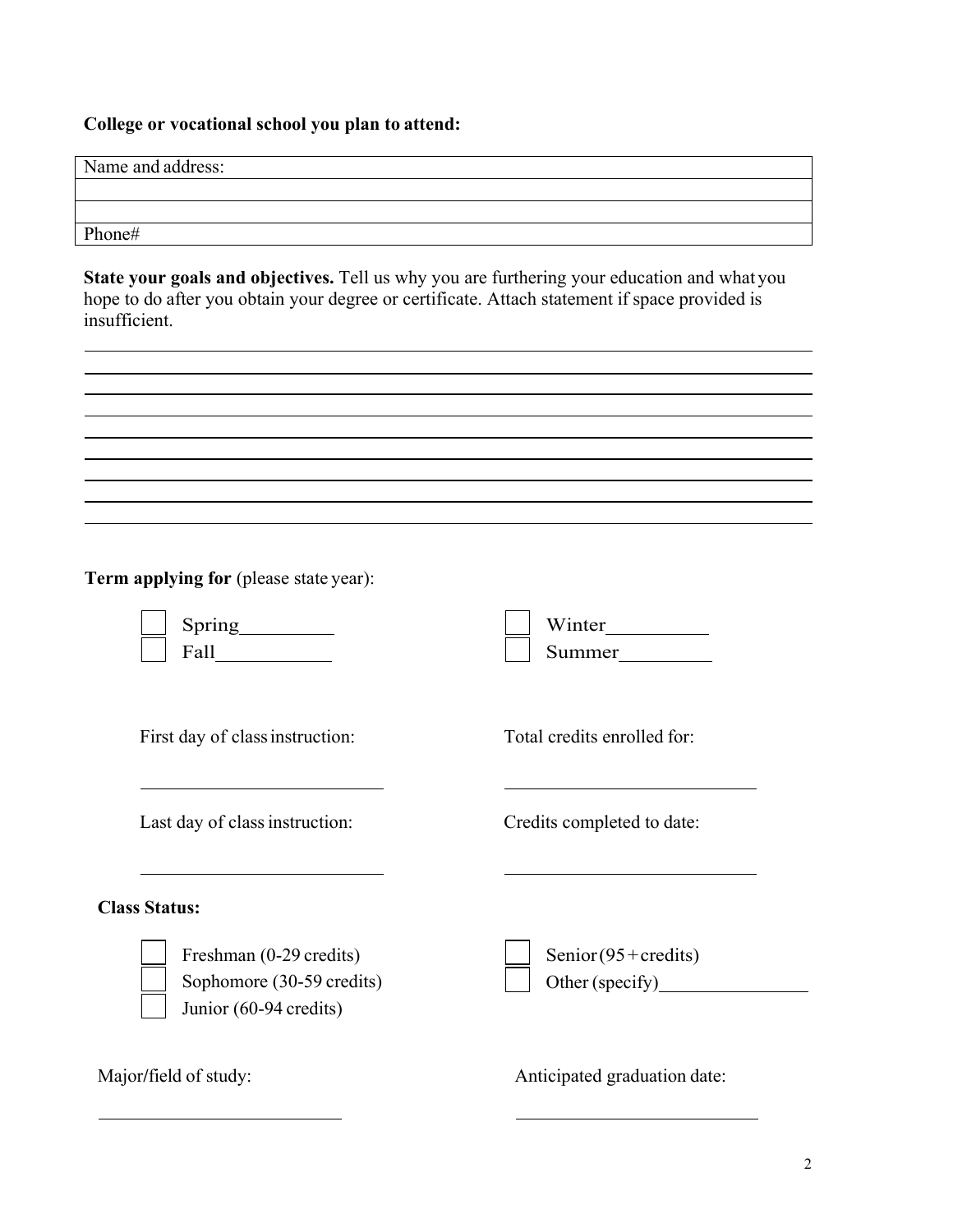**College or vocational school you plan to attend:**

| Name and address: |
|---|
| |
| |
| Phone# |

**State your goals and objectives.** Tell us why you are furthering your education and what you hope to do after you obtain your degree or certificate. Attach statement if space provided is insufficient.

______________________________________________________________________________

______________________________________________________________________________

______________________________________________________________________________

______________________________________________________________________________

______________________________________________________________________________

______________________________________________________________________________

______________________________________________________________________________

______________________________________________________________________________

**Term applying for** (please state year):

- ☐ Spring_________
- ☐ Fall___________
- ☐ Winter__________
- ☐ Summer_________

First day of class instruction: ______________________

Total credits enrolled for: ______________________

Last day of class instruction: ______________________

Credits completed to date: ______________________

**Class Status:**

- ☐ Freshman (0-29 credits)
- ☐ Sophomore (30-59 credits)
- ☐ Junior (60-94 credits)
- ☐ Senior (95+credits)
- ☐ Other (specify)________________

Major/field of study: ______________________

Anticipated graduation date: ______________________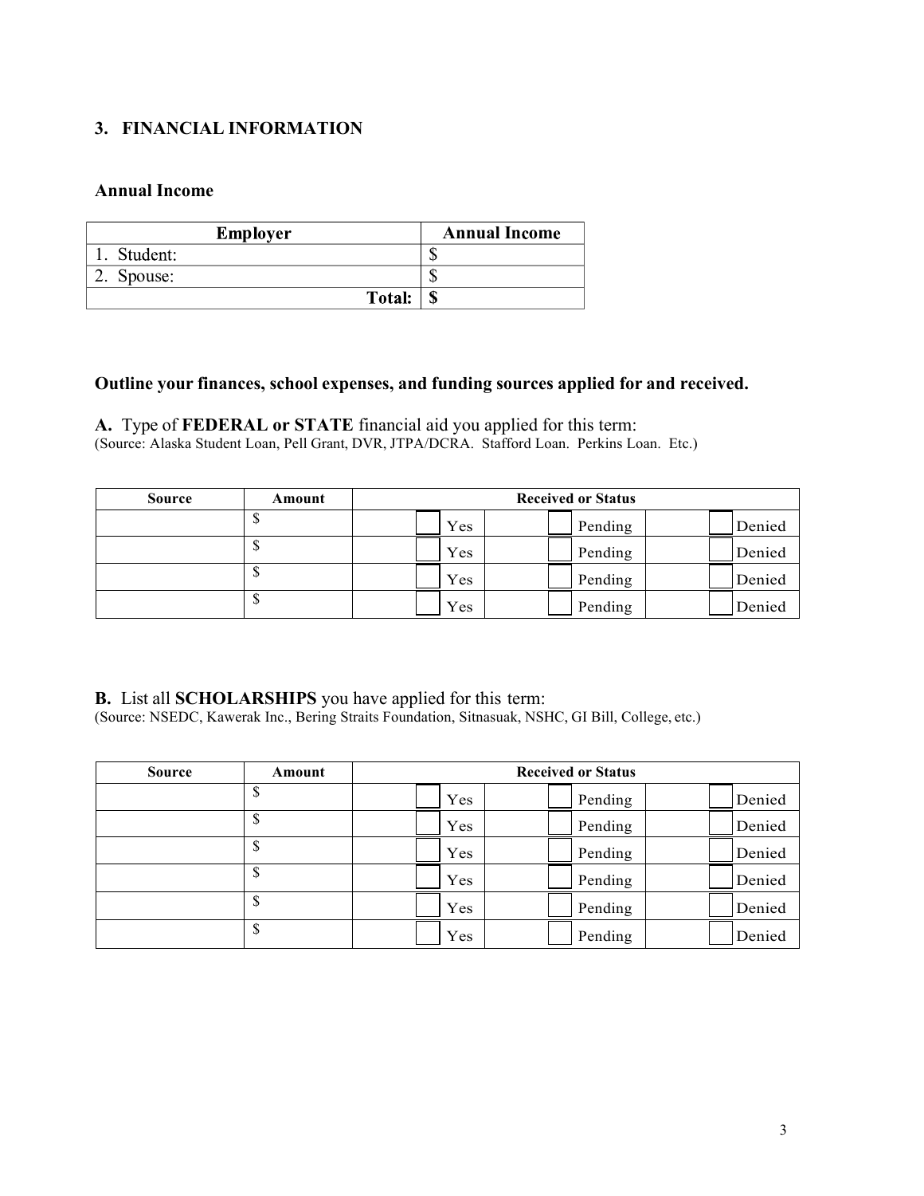## 3. FINANCIAL INFORMATION

### Annual Income

| Employer | Annual Income |
|---|---|
| 1. Student: | $ |
| 2. Spouse: | $ |
| **Total:** | **$** |

### Outline your finances, school expenses, and funding sources applied for and received.

**A.** Type of **FEDERAL or STATE** financial aid you applied for this term:
(Source: Alaska Student Loan, Pell Grant, DVR, JTPA/DCRA. Stafford Loan. Perkins Loan. Etc.)

| Source | Amount | Received or Status | | |
|---|---|---|---|---|
| | $ | ☐ Yes | ☐ Pending | ☐ Denied |
| | $ | ☐ Yes | ☐ Pending | ☐ Denied |
| | $ | ☐ Yes | ☐ Pending | ☐ Denied |
| | $ | ☐ Yes | ☐ Pending | ☐ Denied |

**B.** List all **SCHOLARSHIPS** you have applied for this term:
(Source: NSEDC, Kawerak Inc., Bering Straits Foundation, Sitnasuak, NSHC, GI Bill, College, etc.)

| Source | Amount | Received or Status | | |
|---|---|---|---|---|
| | $ | ☐ Yes | ☐ Pending | ☐ Denied |
| | $ | ☐ Yes | ☐ Pending | ☐ Denied |
| | $ | ☐ Yes | ☐ Pending | ☐ Denied |
| | $ | ☐ Yes | ☐ Pending | ☐ Denied |
| | $ | ☐ Yes | ☐ Pending | ☐ Denied |
| | $ | ☐ Yes | ☐ Pending | ☐ Denied |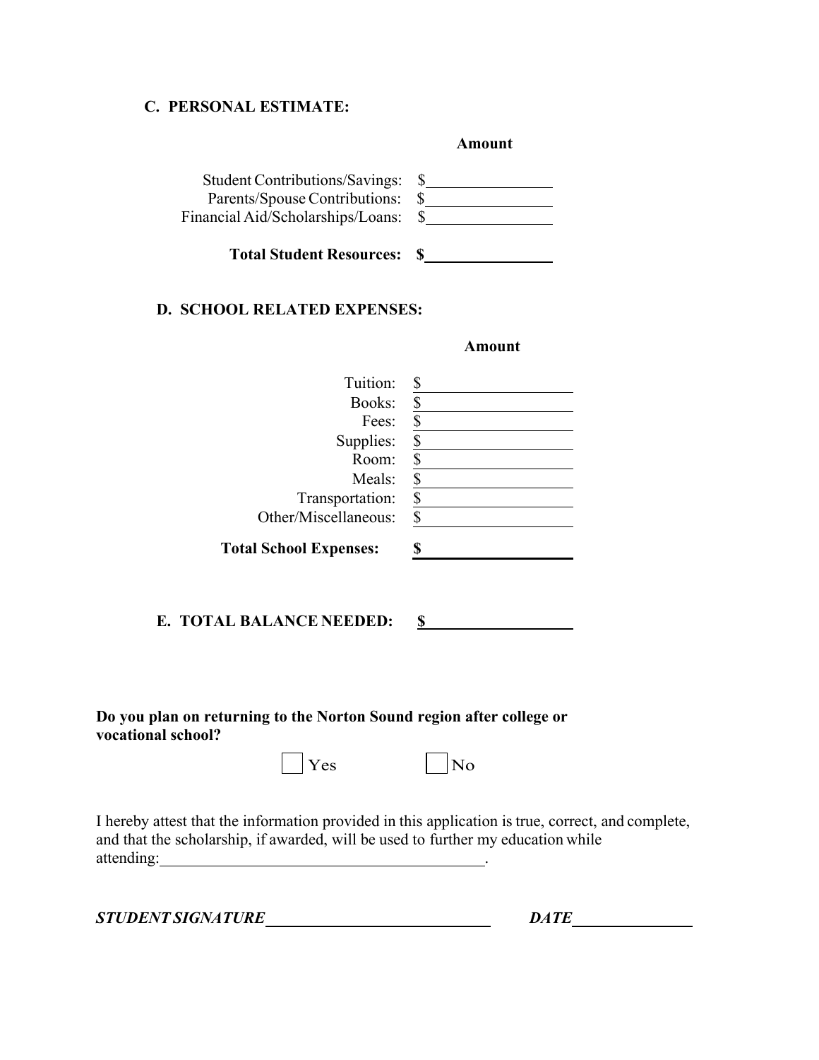## C. PERSONAL ESTIMATE:

| | Amount |
| --- | --- |
| Student Contributions/Savings: | $________________ |
| Parents/Spouse Contributions: | $________________ |
| Financial Aid/Scholarships/Loans: | $________________ |
| **Total Student Resources:** | **$________________** |

## D. SCHOOL RELATED EXPENSES:

| | Amount |
| --- | --- |
| Tuition: | $________________ |
| Books: | $________________ |
| Fees: | $________________ |
| Supplies: | $________________ |
| Room: | $________________ |
| Meals: | $________________ |
| Transportation: | $________________ |
| Other/Miscellaneous: | $________________ |
| **Total School Expenses:** | **$________________** |

## E. TOTAL BALANCE NEEDED: $________________

**Do you plan on returning to the Norton Sound region after college or vocational school?**

☐ Yes ☐ No

I hereby attest that the information provided in this application is true, correct, and complete, and that the scholarship, if awarded, will be used to further my education while attending:________________________________________.

***STUDENT SIGNATURE*** ____________________________ ***DATE*** ______________